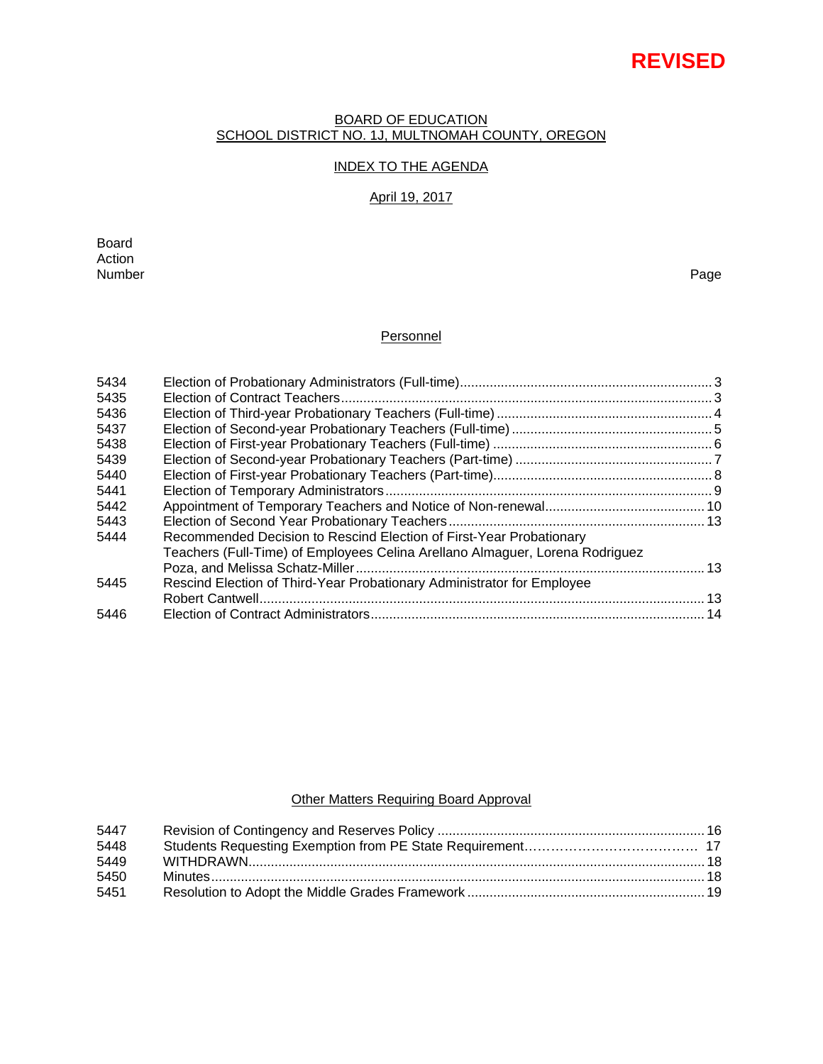**REVISED**

BOARD OF EDUCATION
SCHOOL DISTRICT NO. 1J, MULTNOMAH COUNTY, OREGON

INDEX TO THE AGENDA

April 19, 2017

| Board Action Number | | Page |
|---|---|---|

## Personnel

| | | |
|---|---|---|
| 5434 | Election of Probationary Administrators (Full-time) | 3 |
| 5435 | Election of Contract Teachers | 3 |
| 5436 | Election of Third-year Probationary Teachers (Full-time) | 4 |
| 5437 | Election of Second-year Probationary Teachers (Full-time) | 5 |
| 5438 | Election of First-year Probationary Teachers (Full-time) | 6 |
| 5439 | Election of Second-year Probationary Teachers (Part-time) | 7 |
| 5440 | Election of First-year Probationary Teachers (Part-time) | 8 |
| 5441 | Election of Temporary Administrators | 9 |
| 5442 | Appointment of Temporary Teachers and Notice of Non-renewal | 10 |
| 5443 | Election of Second Year Probationary Teachers | 13 |
| 5444 | Recommended Decision to Rescind Election of First-Year Probationary Teachers (Full-Time) of Employees Celina Arellano Almaguer, Lorena Rodriguez Poza, and Melissa Schatz-Miller | 13 |
| 5445 | Rescind Election of Third-Year Probationary Administrator for Employee Robert Cantwell | 13 |
| 5446 | Election of Contract Administrators | 14 |

## Other Matters Requiring Board Approval

| | | |
|---|---|---|
| 5447 | Revision of Contingency and Reserves Policy | 16 |
| 5448 | Students Requesting Exemption from PE State Requirement | 17 |
| 5449 | WITHDRAWN | 18 |
| 5450 | Minutes | 18 |
| 5451 | Resolution to Adopt the Middle Grades Framework | 19 |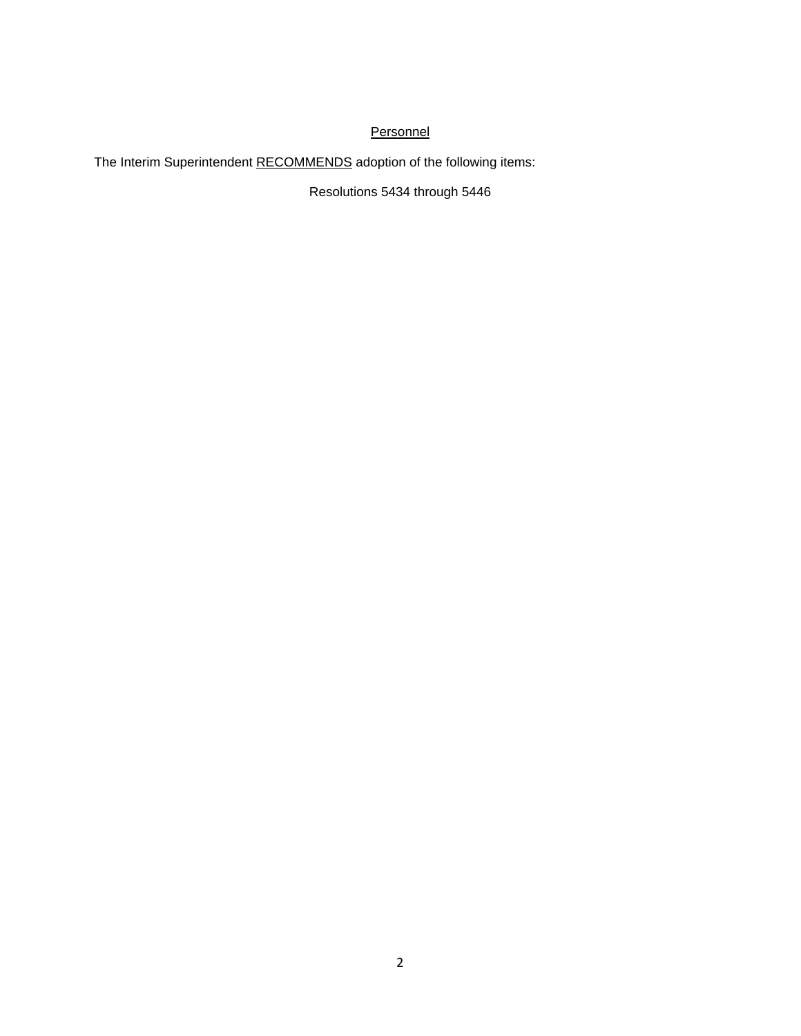## Personnel

The Interim Superintendent RECOMMENDS adoption of the following items:

Resolutions 5434 through 5446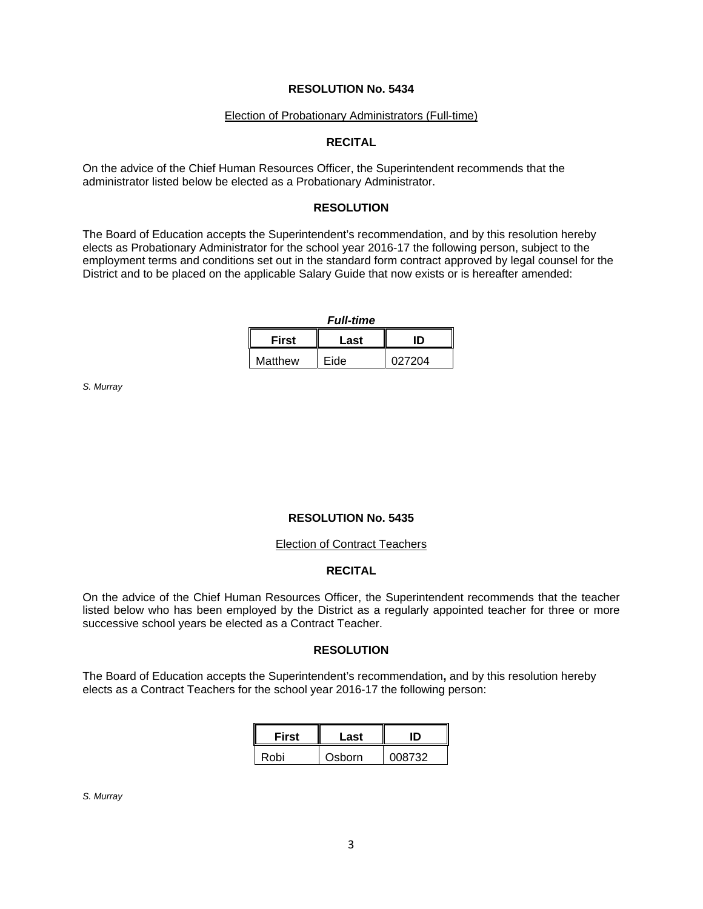**RESOLUTION No. 5434**

Election of Probationary Administrators (Full-time)

**RECITAL**

On the advice of the Chief Human Resources Officer, the Superintendent recommends that the administrator listed below be elected as a Probationary Administrator.

**RESOLUTION**

The Board of Education accepts the Superintendent's recommendation, and by this resolution hereby elects as Probationary Administrator for the school year 2016-17 the following person, subject to the employment terms and conditions set out in the standard form contract approved by legal counsel for the District and to be placed on the applicable Salary Guide that now exists or is hereafter amended:

***Full-time***

| First | Last | ID |
|---|---|---|
| Matthew | Eide | 027204 |

*S. Murray*

**RESOLUTION No. 5435**

Election of Contract Teachers

**RECITAL**

On the advice of the Chief Human Resources Officer, the Superintendent recommends that the teacher listed below who has been employed by the District as a regularly appointed teacher for three or more successive school years be elected as a Contract Teacher.

**RESOLUTION**

The Board of Education accepts the Superintendent's recommendation**,** and by this resolution hereby elects as a Contract Teachers for the school year 2016-17 the following person:

| First | Last | ID |
|---|---|---|
| Robi | Osborn | 008732 |

*S. Murray*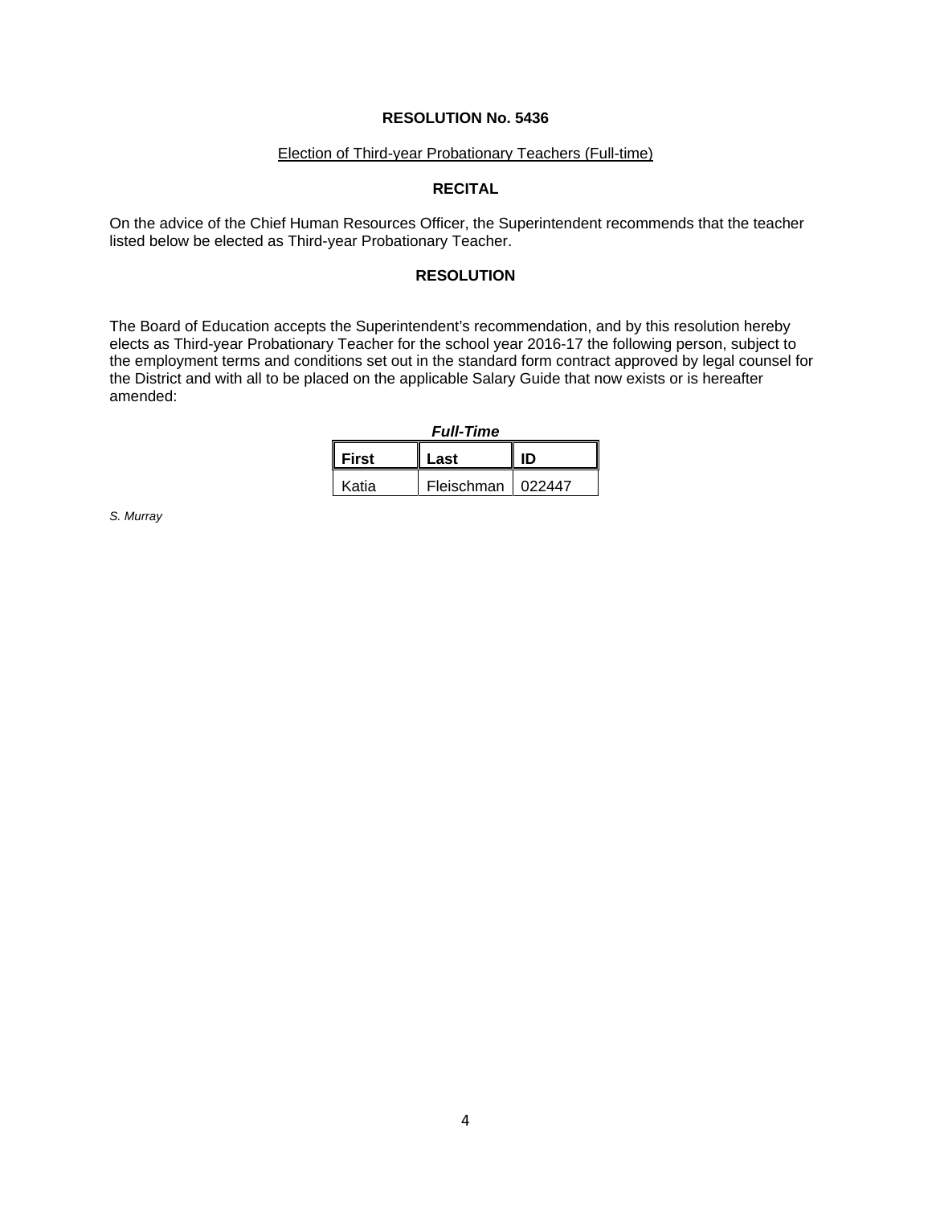**RESOLUTION No. 5436**

Election of Third-year Probationary Teachers (Full-time)

**RECITAL**

On the advice of the Chief Human Resources Officer, the Superintendent recommends that the teacher listed below be elected as Third-year Probationary Teacher.

**RESOLUTION**

The Board of Education accepts the Superintendent's recommendation, and by this resolution hereby elects as Third-year Probationary Teacher for the school year 2016-17 the following person, subject to the employment terms and conditions set out in the standard form contract approved by legal counsel for the District and with all to be placed on the applicable Salary Guide that now exists or is hereafter amended:

***Full-Time***

| First | Last | ID |
|---|---|---|
| Katia | Fleischman | 022447 |

*S. Murray*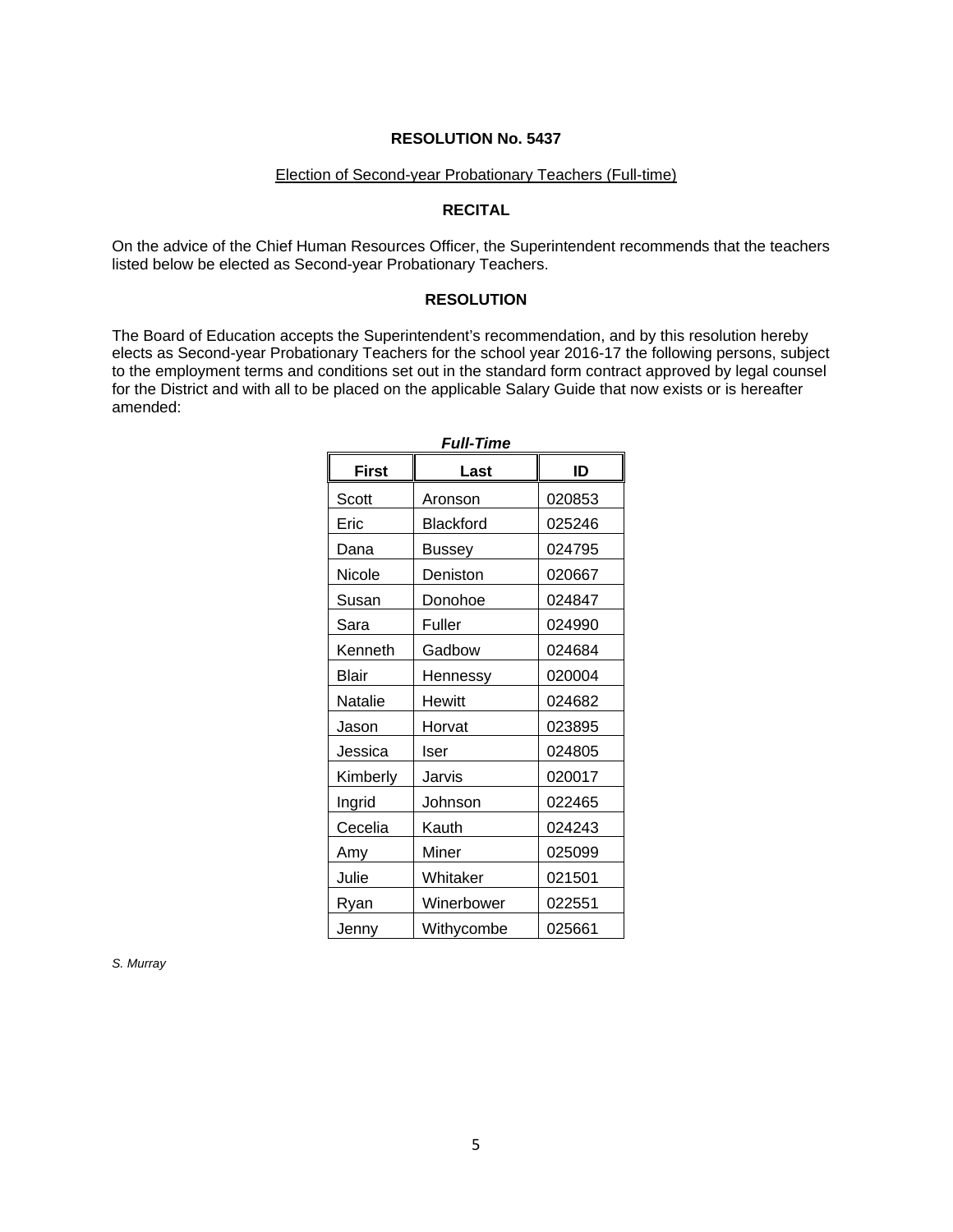# RESOLUTION No. 5437

Election of Second-year Probationary Teachers (Full-time)

## RECITAL

On the advice of the Chief Human Resources Officer, the Superintendent recommends that the teachers listed below be elected as Second-year Probationary Teachers.

## RESOLUTION

The Board of Education accepts the Superintendent's recommendation, and by this resolution hereby elects as Second-year Probationary Teachers for the school year 2016-17 the following persons, subject to the employment terms and conditions set out in the standard form contract approved by legal counsel for the District and with all to be placed on the applicable Salary Guide that now exists or is hereafter amended:

***Full-Time***

| First | Last | ID |
|---|---|---|
| Scott | Aronson | 020853 |
| Eric | Blackford | 025246 |
| Dana | Bussey | 024795 |
| Nicole | Deniston | 020667 |
| Susan | Donohoe | 024847 |
| Sara | Fuller | 024990 |
| Kenneth | Gadbow | 024684 |
| Blair | Hennessy | 020004 |
| Natalie | Hewitt | 024682 |
| Jason | Horvat | 023895 |
| Jessica | Iser | 024805 |
| Kimberly | Jarvis | 020017 |
| Ingrid | Johnson | 022465 |
| Cecelia | Kauth | 024243 |
| Amy | Miner | 025099 |
| Julie | Whitaker | 021501 |
| Ryan | Winerbower | 022551 |
| Jenny | Withycombe | 025661 |

*S. Murray*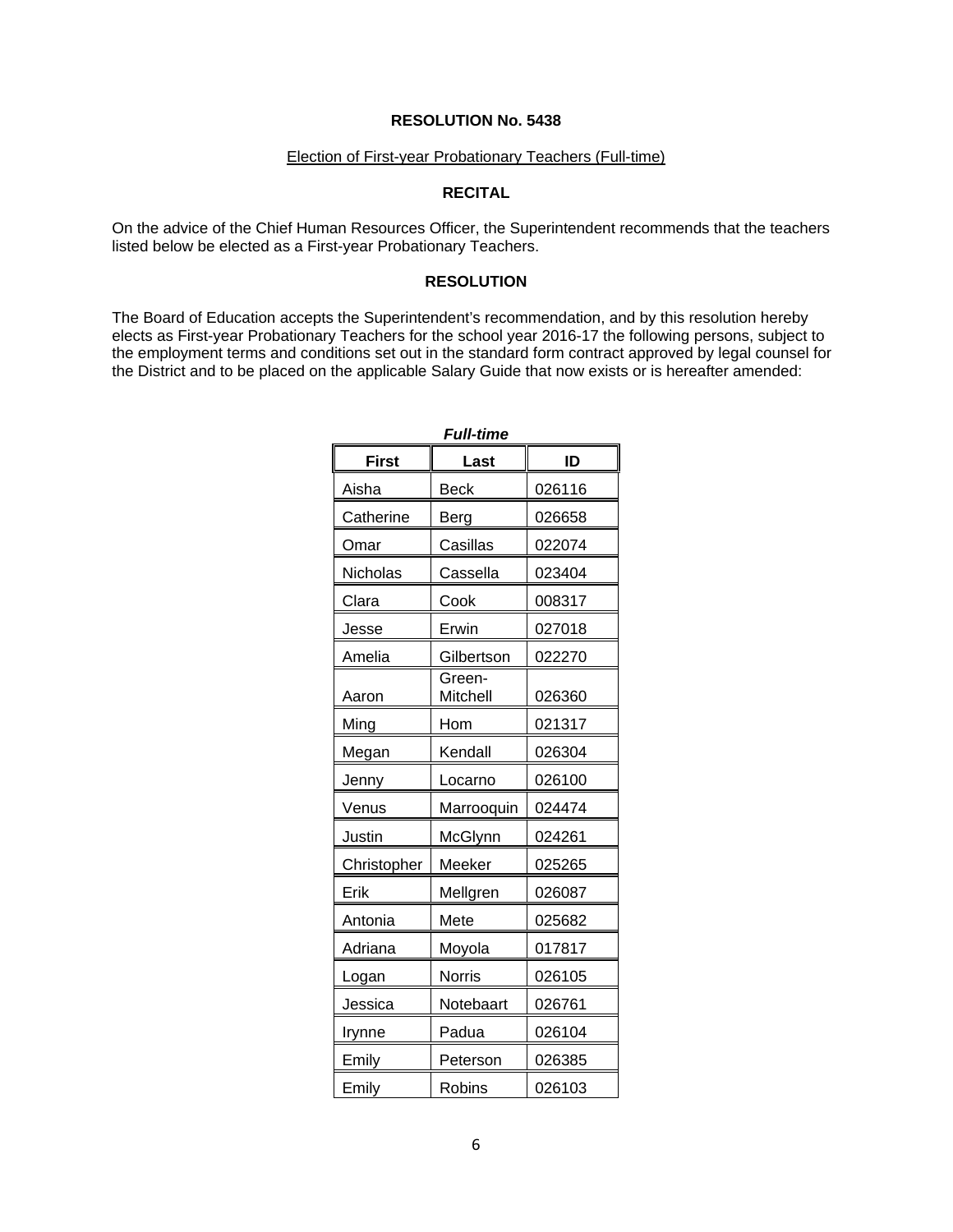**RESOLUTION No. 5438**

Election of First-year Probationary Teachers (Full-time)

**RECITAL**

On the advice of the Chief Human Resources Officer, the Superintendent recommends that the teachers listed below be elected as a First-year Probationary Teachers.

**RESOLUTION**

The Board of Education accepts the Superintendent's recommendation, and by this resolution hereby elects as First-year Probationary Teachers for the school year 2016-17 the following persons, subject to the employment terms and conditions set out in the standard form contract approved by legal counsel for the District and to be placed on the applicable Salary Guide that now exists or is hereafter amended:

***Full-time***

| First | Last | ID |
|---|---|---|
| Aisha | Beck | 026116 |
| Catherine | Berg | 026658 |
| Omar | Casillas | 022074 |
| Nicholas | Cassella | 023404 |
| Clara | Cook | 008317 |
| Jesse | Erwin | 027018 |
| Amelia | Gilbertson | 022270 |
| Aaron | Green-Mitchell | 026360 |
| Ming | Hom | 021317 |
| Megan | Kendall | 026304 |
| Jenny | Locarno | 026100 |
| Venus | Marrooquin | 024474 |
| Justin | McGlynn | 024261 |
| Christopher | Meeker | 025265 |
| Erik | Mellgren | 026087 |
| Antonia | Mete | 025682 |
| Adriana | Moyola | 017817 |
| Logan | Norris | 026105 |
| Jessica | Notebaart | 026761 |
| Irynne | Padua | 026104 |
| Emily | Peterson | 026385 |
| Emily | Robins | 026103 |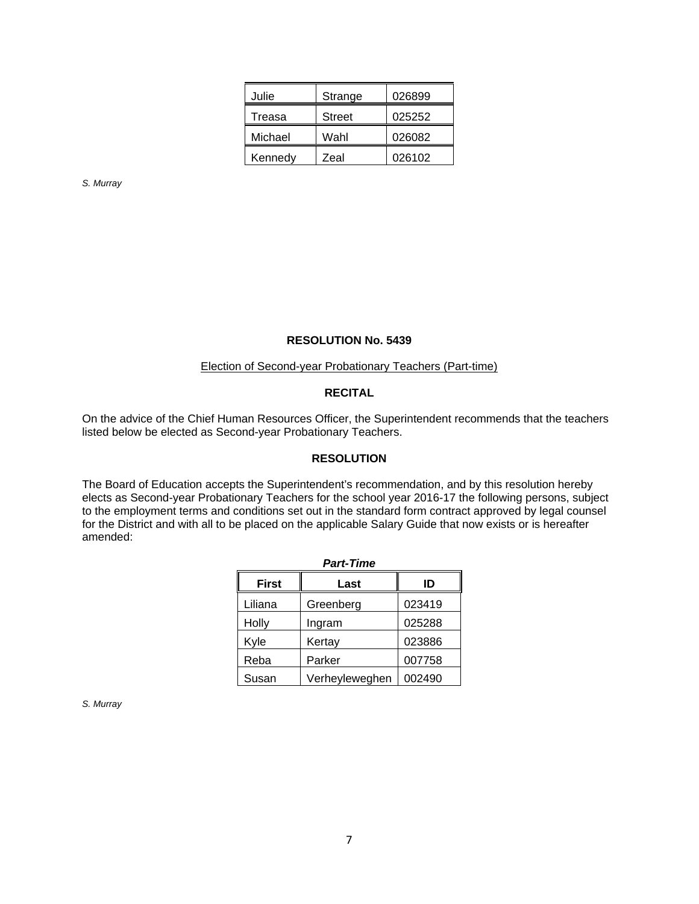| | | |
|---|---|---|
| Julie | Strange | 026899 |
| Treasa | Street | 025252 |
| Michael | Wahl | 026082 |
| Kennedy | Zeal | 026102 |

*S. Murray*

**RESOLUTION No. 5439**

Election of Second-year Probationary Teachers (Part-time)

**RECITAL**

On the advice of the Chief Human Resources Officer, the Superintendent recommends that the teachers listed below be elected as Second-year Probationary Teachers.

**RESOLUTION**

The Board of Education accepts the Superintendent's recommendation, and by this resolution hereby elects as Second-year Probationary Teachers for the school year 2016-17 the following persons, subject to the employment terms and conditions set out in the standard form contract approved by legal counsel for the District and with all to be placed on the applicable Salary Guide that now exists or is hereafter amended:

***Part-Time***

| First | Last | ID |
|---|---|---|
| Liliana | Greenberg | 023419 |
| Holly | Ingram | 025288 |
| Kyle | Kertay | 023886 |
| Reba | Parker | 007758 |
| Susan | Verheyleweghen | 002490 |

*S. Murray*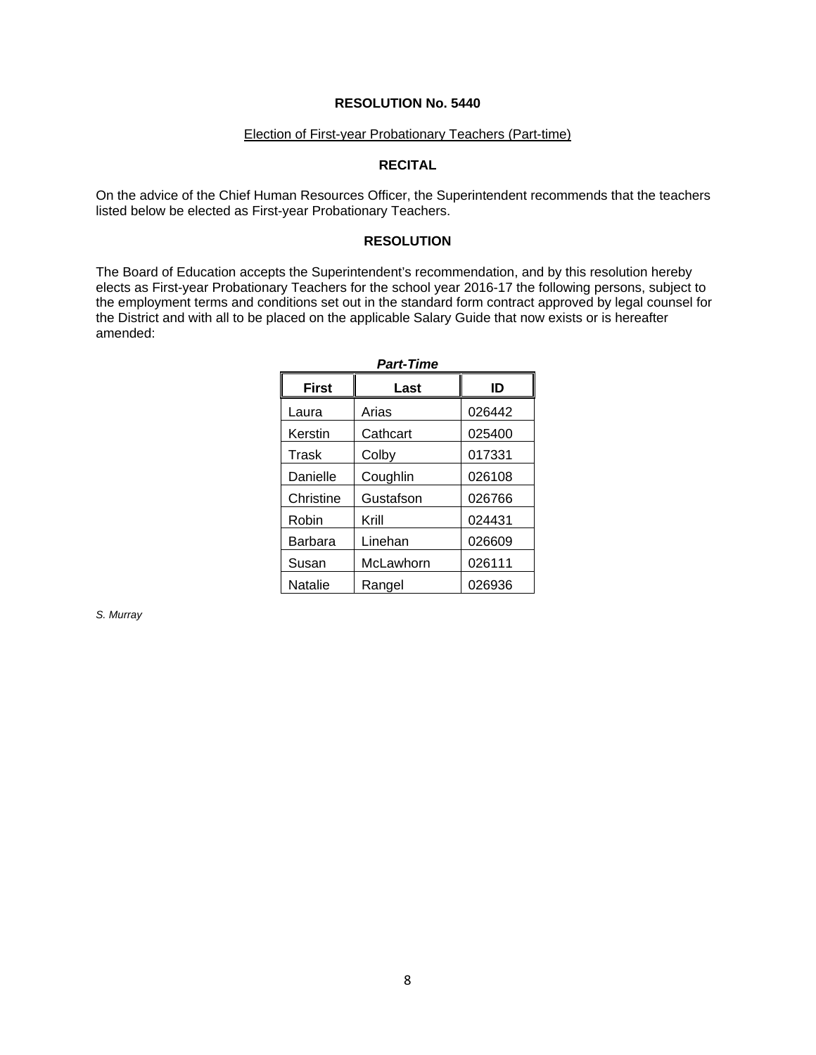**RESOLUTION No. 5440**

Election of First-year Probationary Teachers (Part-time)

**RECITAL**

On the advice of the Chief Human Resources Officer, the Superintendent recommends that the teachers listed below be elected as First-year Probationary Teachers.

**RESOLUTION**

The Board of Education accepts the Superintendent's recommendation, and by this resolution hereby elects as First-year Probationary Teachers for the school year 2016-17 the following persons, subject to the employment terms and conditions set out in the standard form contract approved by legal counsel for the District and with all to be placed on the applicable Salary Guide that now exists or is hereafter amended:

***Part-Time***

| First | Last | ID |
|---|---|---|
| Laura | Arias | 026442 |
| Kerstin | Cathcart | 025400 |
| Trask | Colby | 017331 |
| Danielle | Coughlin | 026108 |
| Christine | Gustafson | 026766 |
| Robin | Krill | 024431 |
| Barbara | Linehan | 026609 |
| Susan | McLawhorn | 026111 |
| Natalie | Rangel | 026936 |

*S. Murray*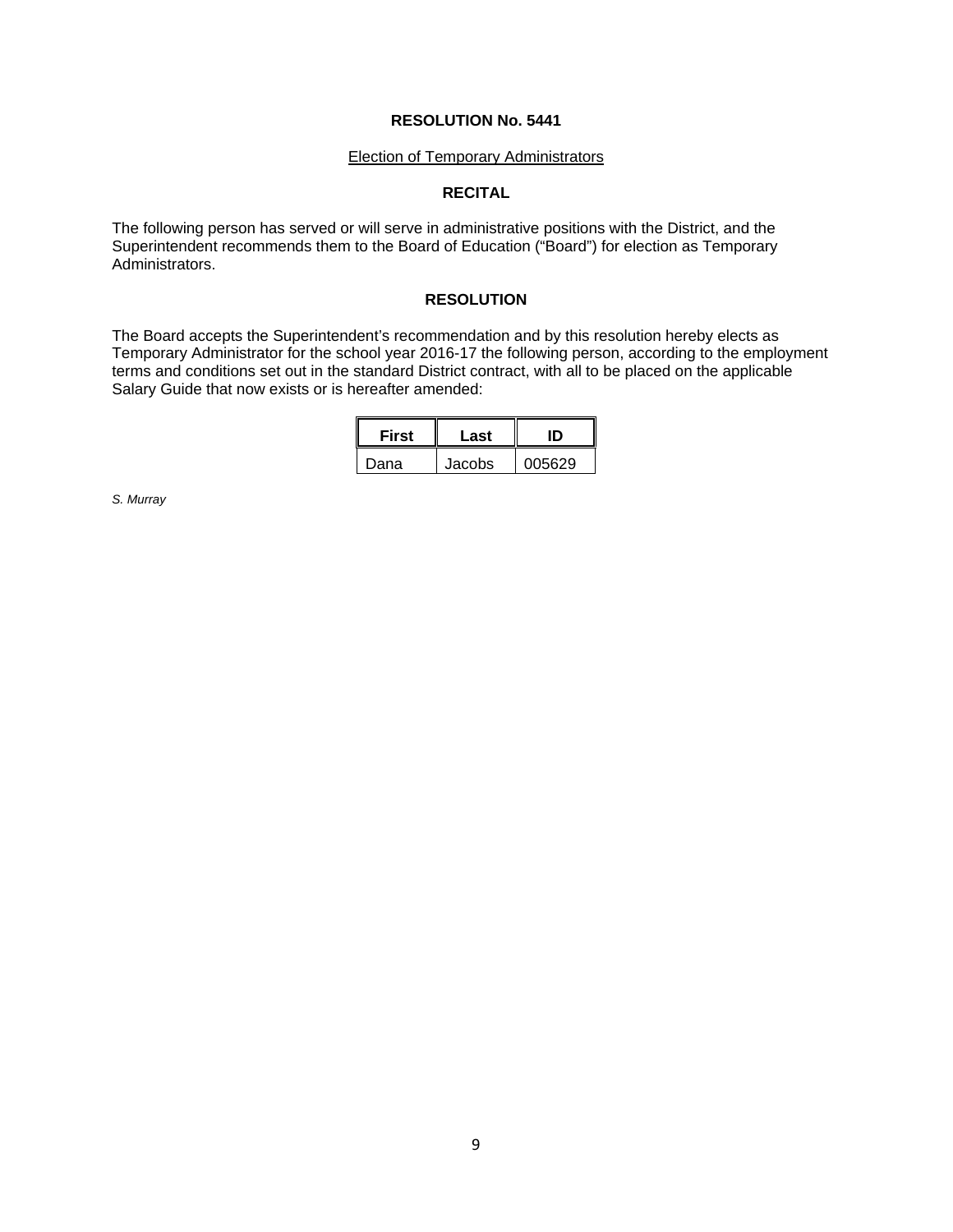**RESOLUTION No. 5441**

Election of Temporary Administrators

**RECITAL**

The following person has served or will serve in administrative positions with the District, and the Superintendent recommends them to the Board of Education ("Board") for election as Temporary Administrators.

**RESOLUTION**

The Board accepts the Superintendent's recommendation and by this resolution hereby elects as Temporary Administrator for the school year 2016-17 the following person, according to the employment terms and conditions set out in the standard District contract, with all to be placed on the applicable Salary Guide that now exists or is hereafter amended:

| First | Last | ID |
|---|---|---|
| Dana | Jacobs | 005629 |

*S. Murray*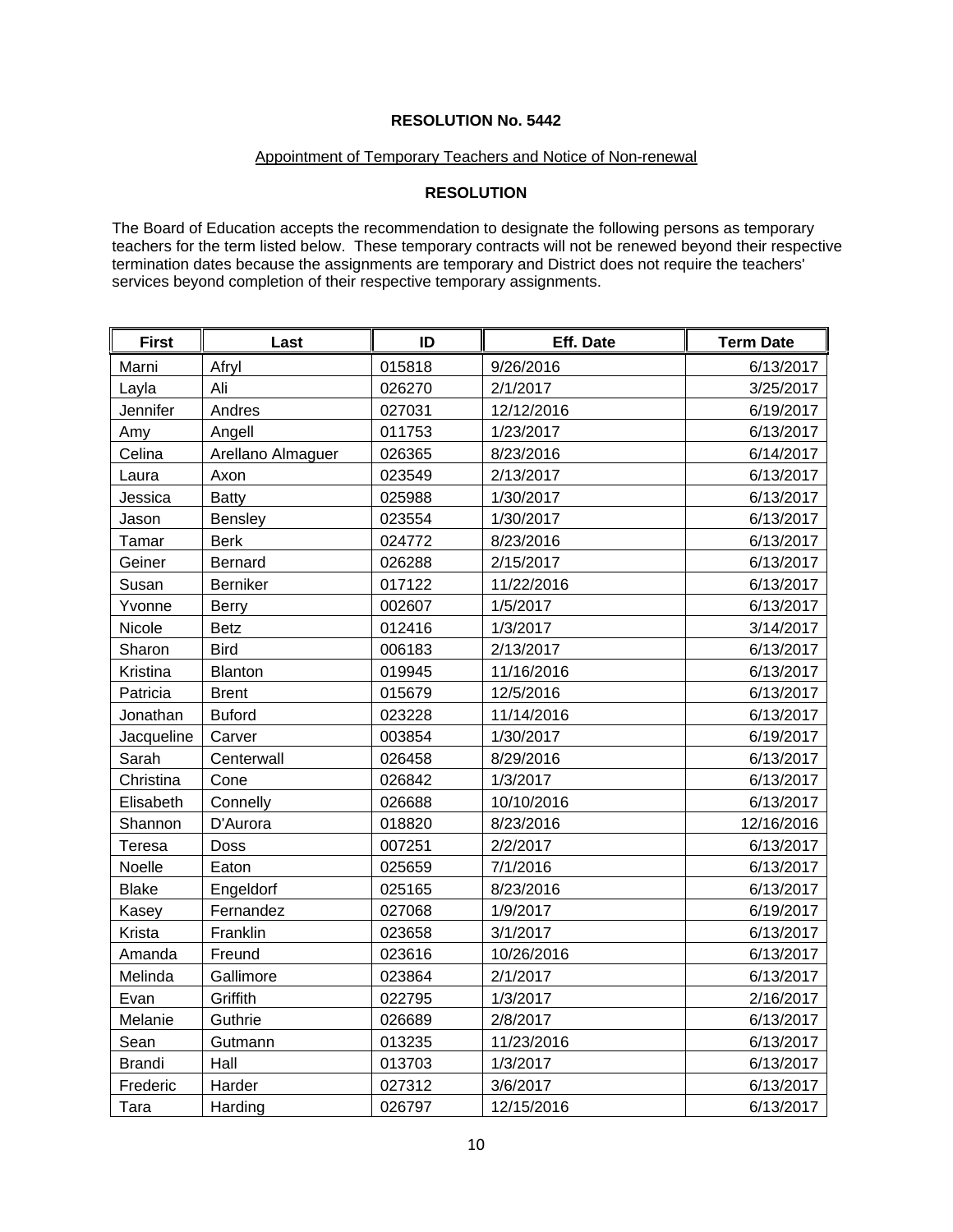**RESOLUTION No. 5442**

Appointment of Temporary Teachers and Notice of Non-renewal

**RESOLUTION**

The Board of Education accepts the recommendation to designate the following persons as temporary teachers for the term listed below. These temporary contracts will not be renewed beyond their respective termination dates because the assignments are temporary and District does not require the teachers' services beyond completion of their respective temporary assignments.

| First | Last | ID | Eff. Date | Term Date |
|---|---|---|---|---|
| Marni | Afryl | 015818 | 9/26/2016 | 6/13/2017 |
| Layla | Ali | 026270 | 2/1/2017 | 3/25/2017 |
| Jennifer | Andres | 027031 | 12/12/2016 | 6/19/2017 |
| Amy | Angell | 011753 | 1/23/2017 | 6/13/2017 |
| Celina | Arellano Almaguer | 026365 | 8/23/2016 | 6/14/2017 |
| Laura | Axon | 023549 | 2/13/2017 | 6/13/2017 |
| Jessica | Batty | 025988 | 1/30/2017 | 6/13/2017 |
| Jason | Bensley | 023554 | 1/30/2017 | 6/13/2017 |
| Tamar | Berk | 024772 | 8/23/2016 | 6/13/2017 |
| Geiner | Bernard | 026288 | 2/15/2017 | 6/13/2017 |
| Susan | Berniker | 017122 | 11/22/2016 | 6/13/2017 |
| Yvonne | Berry | 002607 | 1/5/2017 | 6/13/2017 |
| Nicole | Betz | 012416 | 1/3/2017 | 3/14/2017 |
| Sharon | Bird | 006183 | 2/13/2017 | 6/13/2017 |
| Kristina | Blanton | 019945 | 11/16/2016 | 6/13/2017 |
| Patricia | Brent | 015679 | 12/5/2016 | 6/13/2017 |
| Jonathan | Buford | 023228 | 11/14/2016 | 6/13/2017 |
| Jacqueline | Carver | 003854 | 1/30/2017 | 6/19/2017 |
| Sarah | Centerwall | 026458 | 8/29/2016 | 6/13/2017 |
| Christina | Cone | 026842 | 1/3/2017 | 6/13/2017 |
| Elisabeth | Connelly | 026688 | 10/10/2016 | 6/13/2017 |
| Shannon | D'Aurora | 018820 | 8/23/2016 | 12/16/2016 |
| Teresa | Doss | 007251 | 2/2/2017 | 6/13/2017 |
| Noelle | Eaton | 025659 | 7/1/2016 | 6/13/2017 |
| Blake | Engeldorf | 025165 | 8/23/2016 | 6/13/2017 |
| Kasey | Fernandez | 027068 | 1/9/2017 | 6/19/2017 |
| Krista | Franklin | 023658 | 3/1/2017 | 6/13/2017 |
| Amanda | Freund | 023616 | 10/26/2016 | 6/13/2017 |
| Melinda | Gallimore | 023864 | 2/1/2017 | 6/13/2017 |
| Evan | Griffith | 022795 | 1/3/2017 | 2/16/2017 |
| Melanie | Guthrie | 026689 | 2/8/2017 | 6/13/2017 |
| Sean | Gutmann | 013235 | 11/23/2016 | 6/13/2017 |
| Brandi | Hall | 013703 | 1/3/2017 | 6/13/2017 |
| Frederic | Harder | 027312 | 3/6/2017 | 6/13/2017 |
| Tara | Harding | 026797 | 12/15/2016 | 6/13/2017 |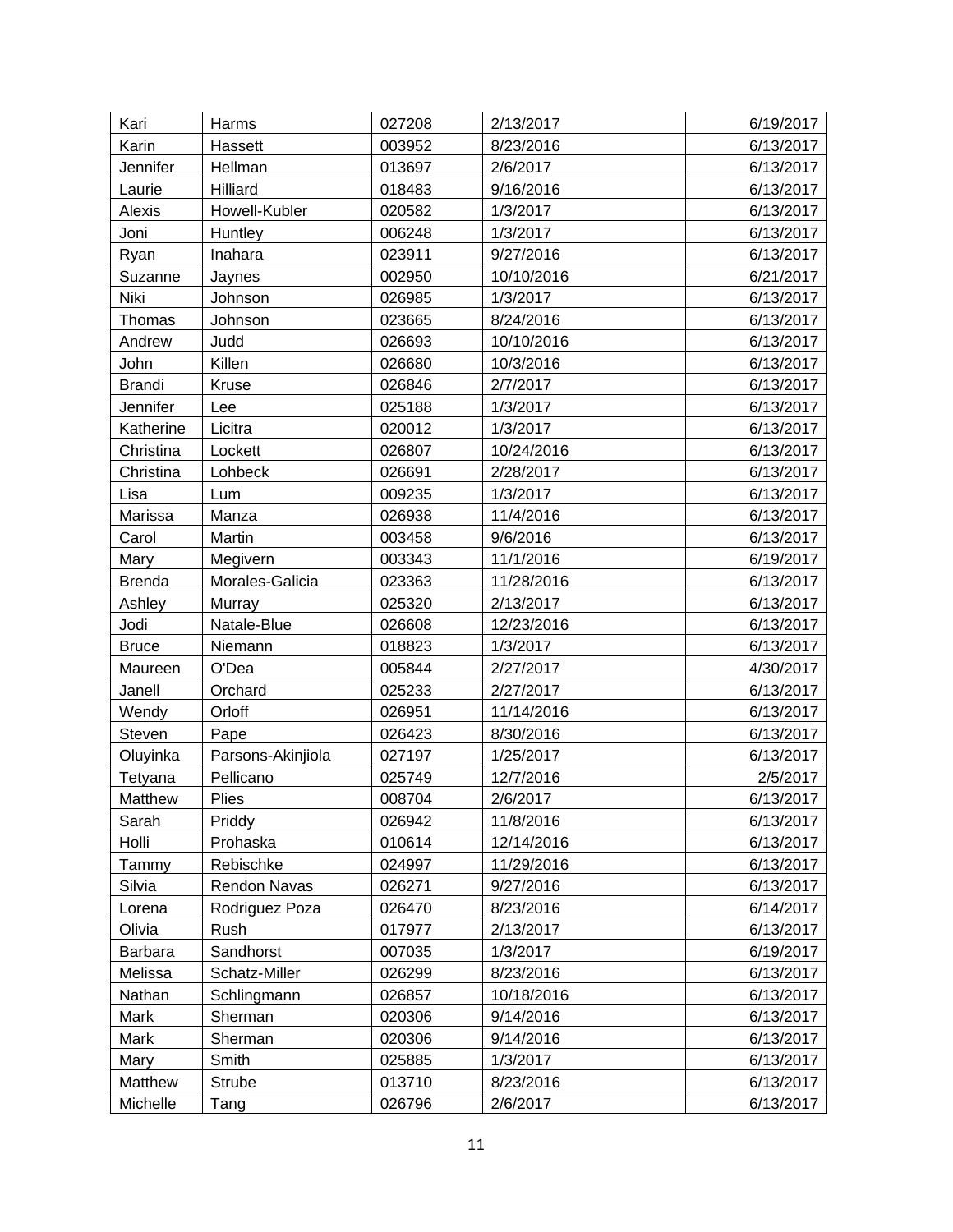| Kari | Harms | 027208 | 2/13/2017 | 6/19/2017 |
|---|---|---|---|---|
| Karin | Hassett | 003952 | 8/23/2016 | 6/13/2017 |
| Jennifer | Hellman | 013697 | 2/6/2017 | 6/13/2017 |
| Laurie | Hilliard | 018483 | 9/16/2016 | 6/13/2017 |
| Alexis | Howell-Kubler | 020582 | 1/3/2017 | 6/13/2017 |
| Joni | Huntley | 006248 | 1/3/2017 | 6/13/2017 |
| Ryan | Inahara | 023911 | 9/27/2016 | 6/13/2017 |
| Suzanne | Jaynes | 002950 | 10/10/2016 | 6/21/2017 |
| Niki | Johnson | 026985 | 1/3/2017 | 6/13/2017 |
| Thomas | Johnson | 023665 | 8/24/2016 | 6/13/2017 |
| Andrew | Judd | 026693 | 10/10/2016 | 6/13/2017 |
| John | Killen | 026680 | 10/3/2016 | 6/13/2017 |
| Brandi | Kruse | 026846 | 2/7/2017 | 6/13/2017 |
| Jennifer | Lee | 025188 | 1/3/2017 | 6/13/2017 |
| Katherine | Licitra | 020012 | 1/3/2017 | 6/13/2017 |
| Christina | Lockett | 026807 | 10/24/2016 | 6/13/2017 |
| Christina | Lohbeck | 026691 | 2/28/2017 | 6/13/2017 |
| Lisa | Lum | 009235 | 1/3/2017 | 6/13/2017 |
| Marissa | Manza | 026938 | 11/4/2016 | 6/13/2017 |
| Carol | Martin | 003458 | 9/6/2016 | 6/13/2017 |
| Mary | Megivern | 003343 | 11/1/2016 | 6/19/2017 |
| Brenda | Morales-Galicia | 023363 | 11/28/2016 | 6/13/2017 |
| Ashley | Murray | 025320 | 2/13/2017 | 6/13/2017 |
| Jodi | Natale-Blue | 026608 | 12/23/2016 | 6/13/2017 |
| Bruce | Niemann | 018823 | 1/3/2017 | 6/13/2017 |
| Maureen | O'Dea | 005844 | 2/27/2017 | 4/30/2017 |
| Janell | Orchard | 025233 | 2/27/2017 | 6/13/2017 |
| Wendy | Orloff | 026951 | 11/14/2016 | 6/13/2017 |
| Steven | Pape | 026423 | 8/30/2016 | 6/13/2017 |
| Oluyinka | Parsons-Akinjiola | 027197 | 1/25/2017 | 6/13/2017 |
| Tetyana | Pellicano | 025749 | 12/7/2016 | 2/5/2017 |
| Matthew | Plies | 008704 | 2/6/2017 | 6/13/2017 |
| Sarah | Priddy | 026942 | 11/8/2016 | 6/13/2017 |
| Holli | Prohaska | 010614 | 12/14/2016 | 6/13/2017 |
| Tammy | Rebischke | 024997 | 11/29/2016 | 6/13/2017 |
| Silvia | Rendon Navas | 026271 | 9/27/2016 | 6/13/2017 |
| Lorena | Rodriguez Poza | 026470 | 8/23/2016 | 6/14/2017 |
| Olivia | Rush | 017977 | 2/13/2017 | 6/13/2017 |
| Barbara | Sandhorst | 007035 | 1/3/2017 | 6/19/2017 |
| Melissa | Schatz-Miller | 026299 | 8/23/2016 | 6/13/2017 |
| Nathan | Schlingmann | 026857 | 10/18/2016 | 6/13/2017 |
| Mark | Sherman | 020306 | 9/14/2016 | 6/13/2017 |
| Mark | Sherman | 020306 | 9/14/2016 | 6/13/2017 |
| Mary | Smith | 025885 | 1/3/2017 | 6/13/2017 |
| Matthew | Strube | 013710 | 8/23/2016 | 6/13/2017 |
| Michelle | Tang | 026796 | 2/6/2017 | 6/13/2017 |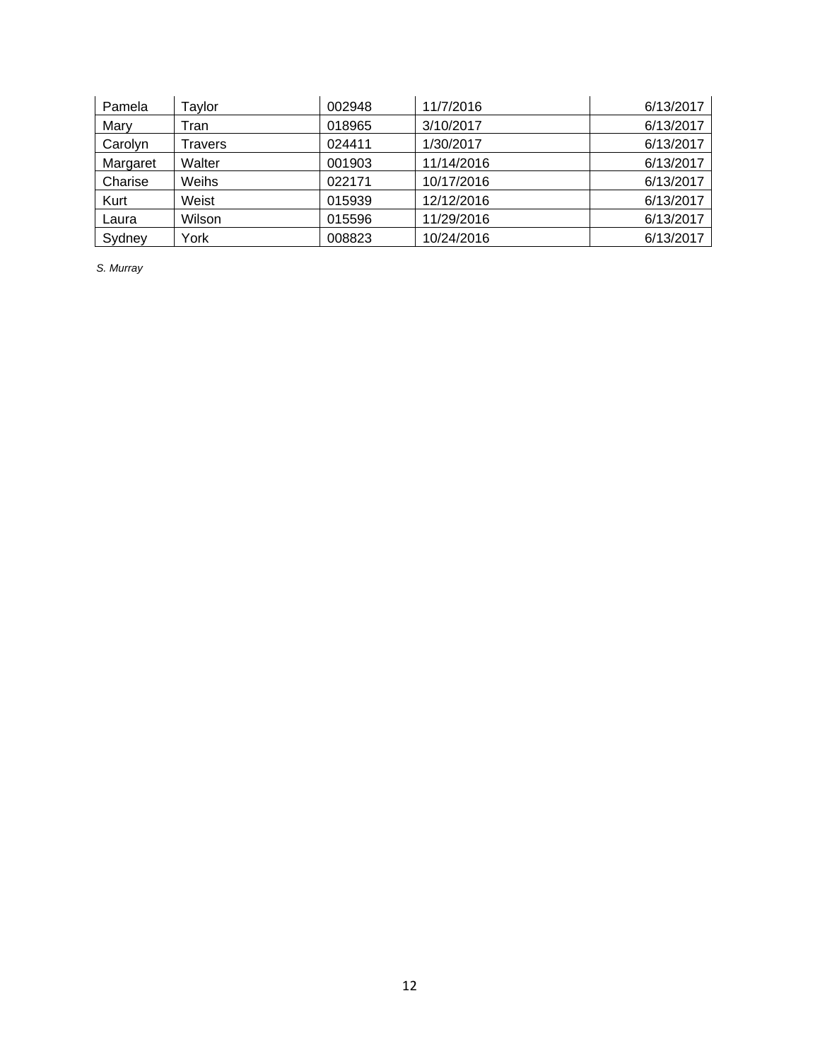| | | | | |
|---|---|---|---|---|
| Pamela | Taylor | 002948 | 11/7/2016 | 6/13/2017 |
| Mary | Tran | 018965 | 3/10/2017 | 6/13/2017 |
| Carolyn | Travers | 024411 | 1/30/2017 | 6/13/2017 |
| Margaret | Walter | 001903 | 11/14/2016 | 6/13/2017 |
| Charise | Weihs | 022171 | 10/17/2016 | 6/13/2017 |
| Kurt | Weist | 015939 | 12/12/2016 | 6/13/2017 |
| Laura | Wilson | 015596 | 11/29/2016 | 6/13/2017 |
| Sydney | York | 008823 | 10/24/2016 | 6/13/2017 |

*S. Murray*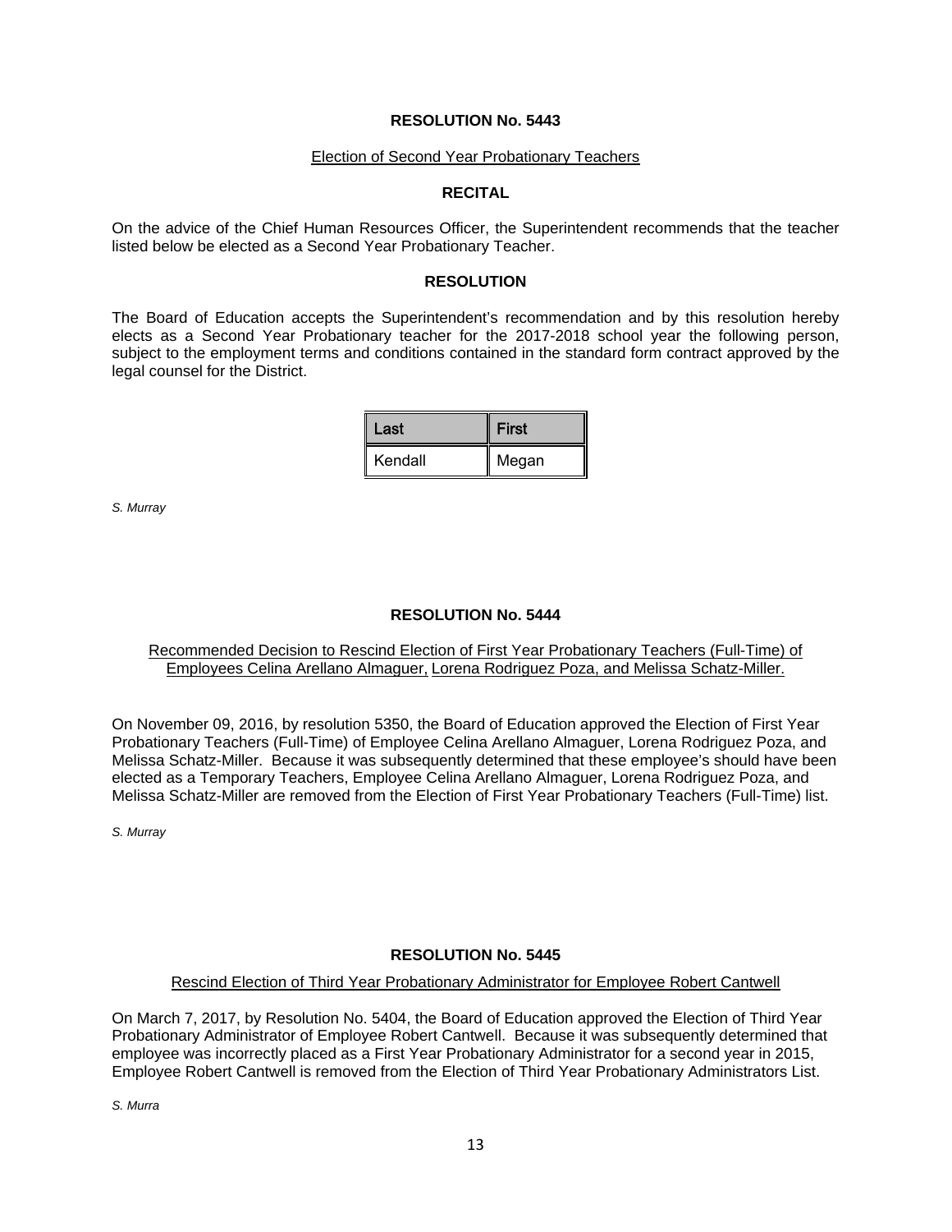**RESOLUTION No. 5443**

Election of Second Year Probationary Teachers

**RECITAL**

On the advice of the Chief Human Resources Officer, the Superintendent recommends that the teacher listed below be elected as a Second Year Probationary Teacher.

**RESOLUTION**

The Board of Education accepts the Superintendent's recommendation and by this resolution hereby elects as a Second Year Probationary teacher for the 2017-2018 school year the following person, subject to the employment terms and conditions contained in the standard form contract approved by the legal counsel for the District.

| Last | First |
|---|---|
| Kendall | Megan |

*S. Murray*

**RESOLUTION No. 5444**

Recommended Decision to Rescind Election of First Year Probationary Teachers (Full-Time) of Employees Celina Arellano Almaguer, Lorena Rodriguez Poza, and Melissa Schatz-Miller.

On November 09, 2016, by resolution 5350, the Board of Education approved the Election of First Year Probationary Teachers (Full-Time) of Employee Celina Arellano Almaguer, Lorena Rodriguez Poza, and Melissa Schatz-Miller. Because it was subsequently determined that these employee's should have been elected as a Temporary Teachers, Employee Celina Arellano Almaguer, Lorena Rodriguez Poza, and Melissa Schatz-Miller are removed from the Election of First Year Probationary Teachers (Full-Time) list.

*S. Murray*

**RESOLUTION No. 5445**

Rescind Election of Third Year Probationary Administrator for Employee Robert Cantwell

On March 7, 2017, by Resolution No. 5404, the Board of Education approved the Election of Third Year Probationary Administrator of Employee Robert Cantwell. Because it was subsequently determined that employee was incorrectly placed as a First Year Probationary Administrator for a second year in 2015, Employee Robert Cantwell is removed from the Election of Third Year Probationary Administrators List.

*S. Murra*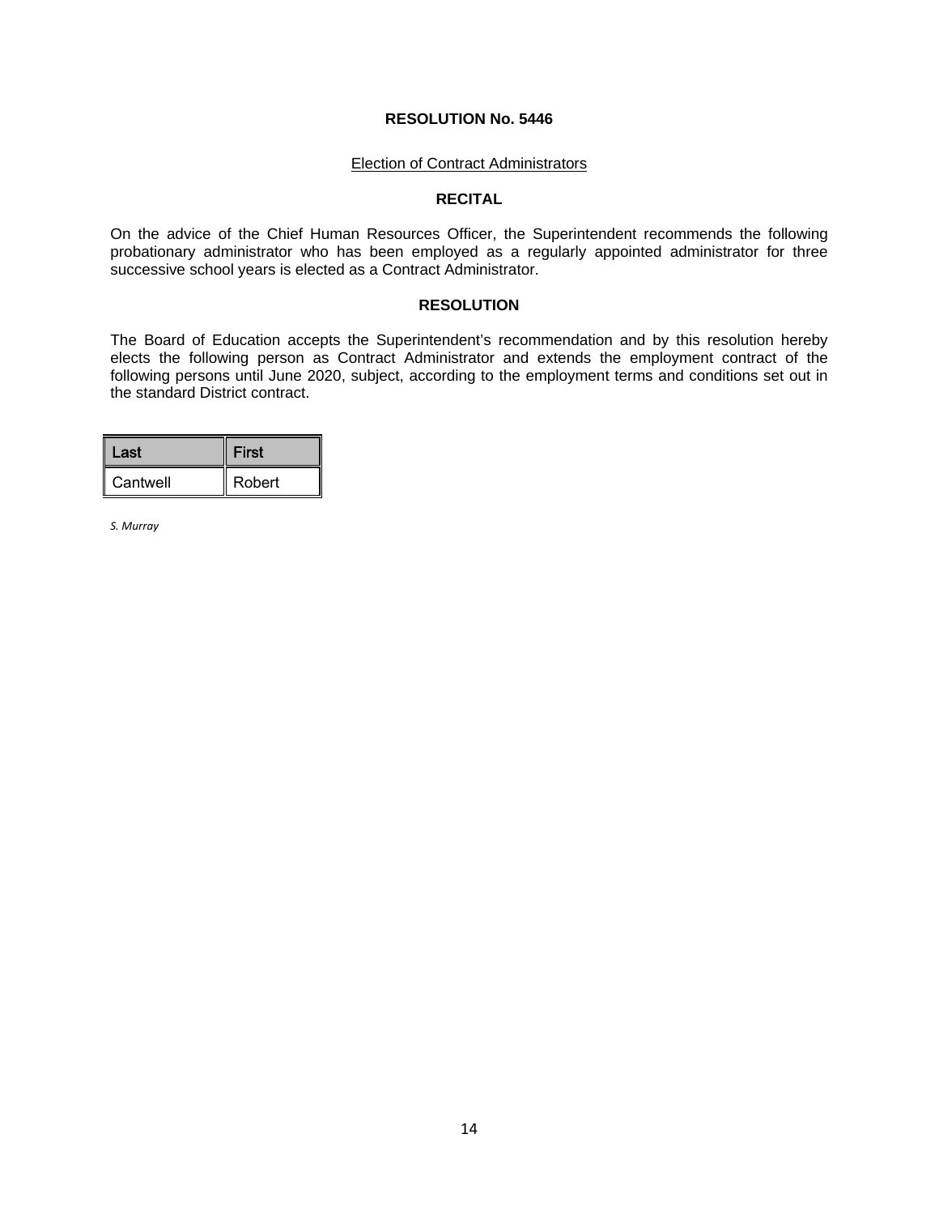**RESOLUTION No. 5446**

Election of Contract Administrators

**RECITAL**

On the advice of the Chief Human Resources Officer, the Superintendent recommends the following probationary administrator who has been employed as a regularly appointed administrator for three successive school years is elected as a Contract Administrator.

**RESOLUTION**

The Board of Education accepts the Superintendent's recommendation and by this resolution hereby elects the following person as Contract Administrator and extends the employment contract of the following persons until June 2020, subject, according to the employment terms and conditions set out in the standard District contract.

| Last | First |
| --- | --- |
| Cantwell | Robert |

*S. Murray*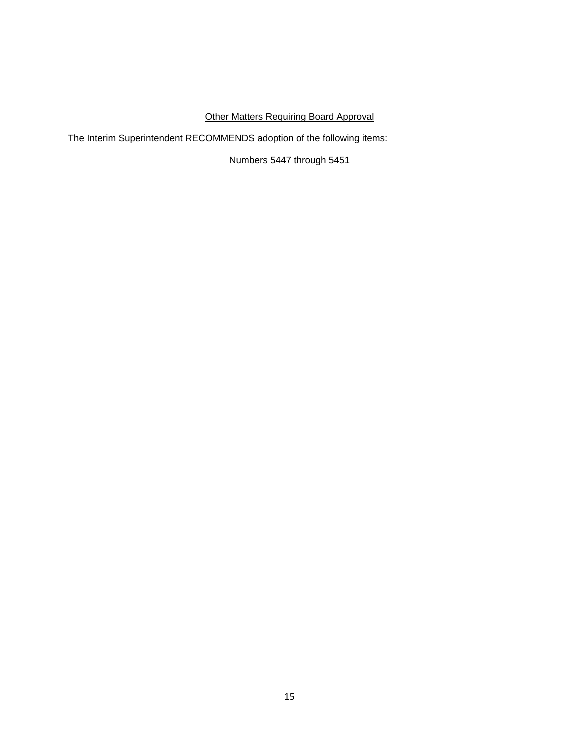Other Matters Requiring Board Approval

The Interim Superintendent RECOMMENDS adoption of the following items:

Numbers 5447 through 5451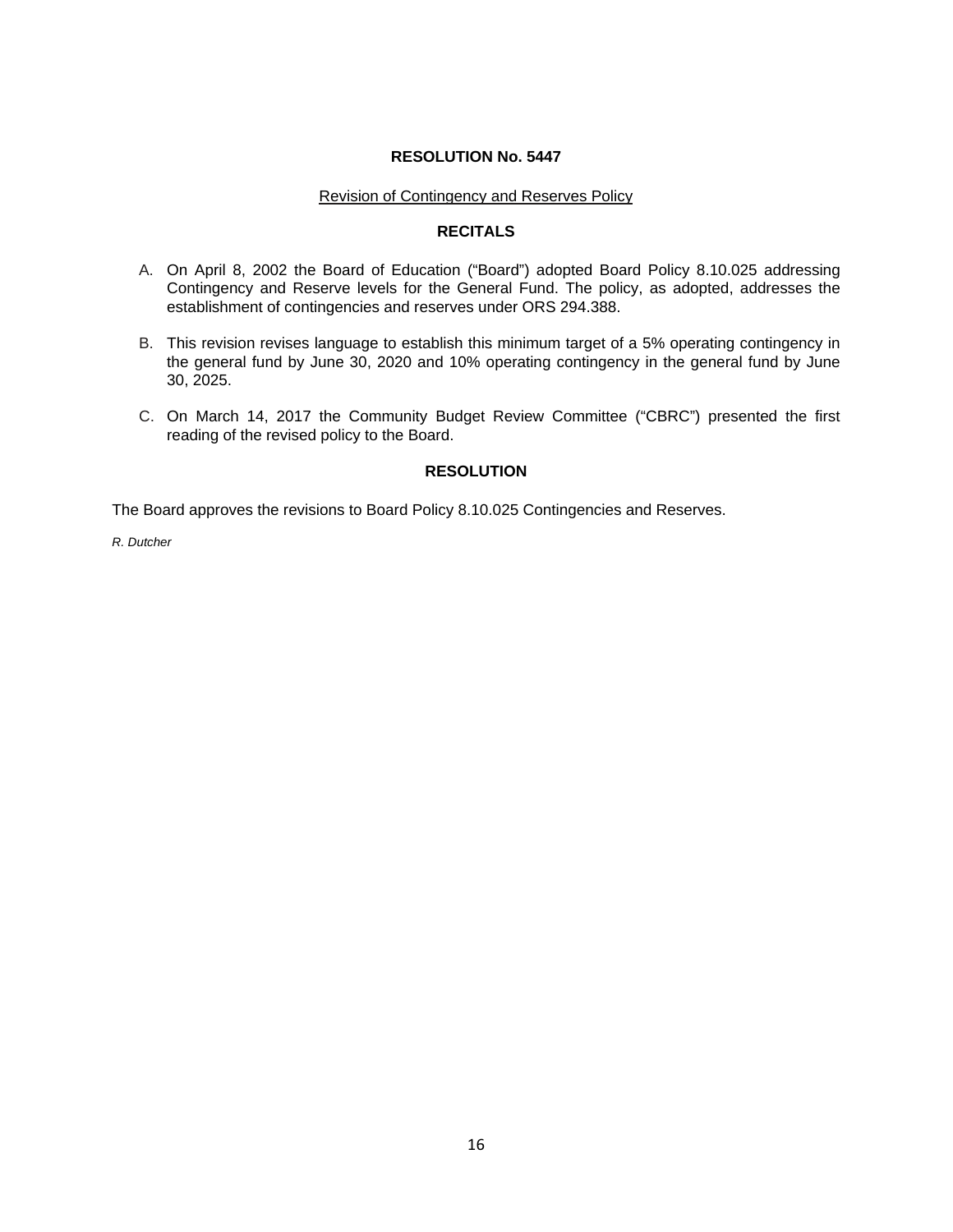# RESOLUTION No. 5447

Revision of Contingency and Reserves Policy

## RECITALS

A. On April 8, 2002 the Board of Education ("Board") adopted Board Policy 8.10.025 addressing Contingency and Reserve levels for the General Fund. The policy, as adopted, addresses the establishment of contingencies and reserves under ORS 294.388.

B. This revision revises language to establish this minimum target of a 5% operating contingency in the general fund by June 30, 2020 and 10% operating contingency in the general fund by June 30, 2025.

C. On March 14, 2017 the Community Budget Review Committee ("CBRC") presented the first reading of the revised policy to the Board.

## RESOLUTION

The Board approves the revisions to Board Policy 8.10.025 Contingencies and Reserves.

*R. Dutcher*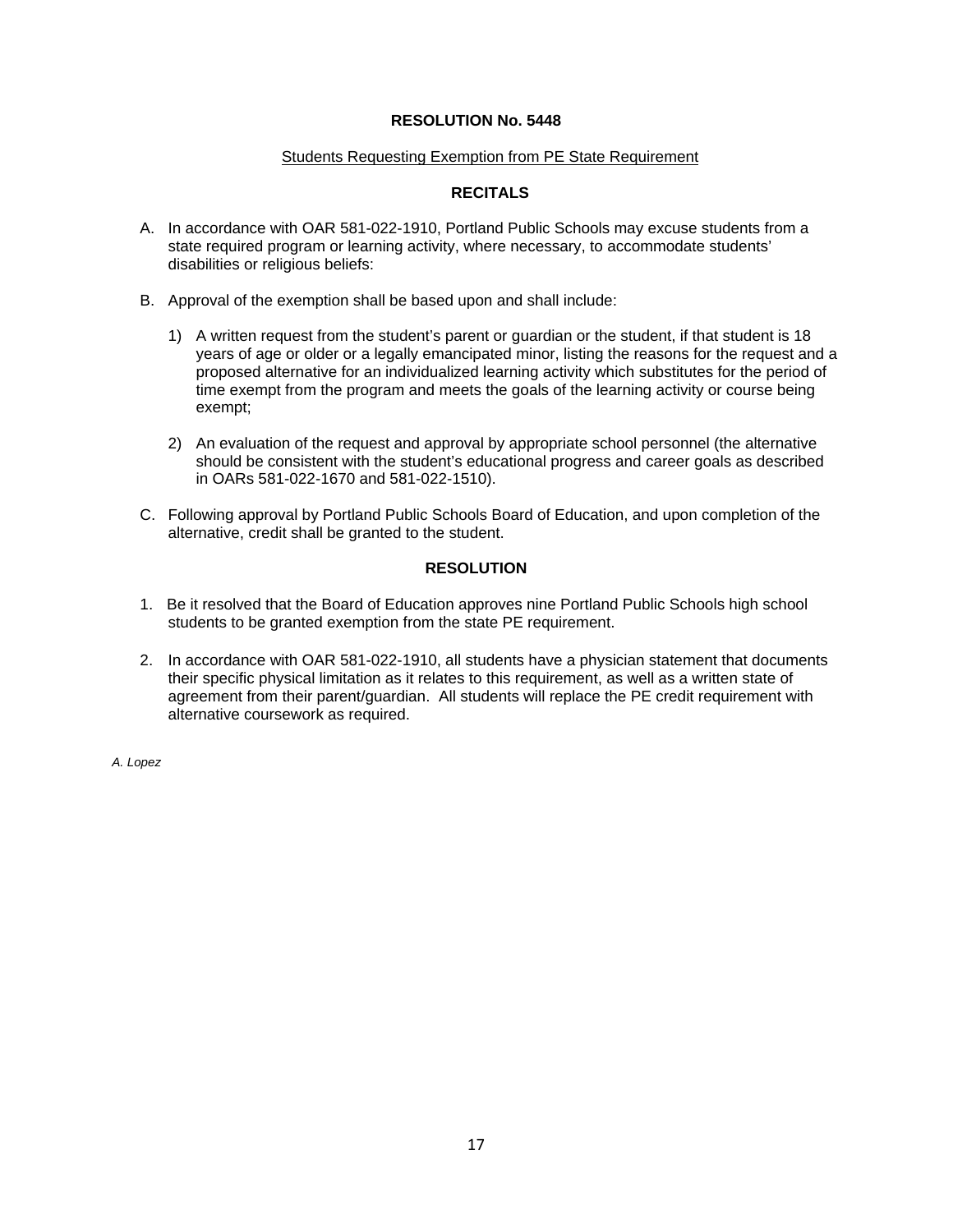**RESOLUTION No. 5448**

Students Requesting Exemption from PE State Requirement

**RECITALS**

A. In accordance with OAR 581-022-1910, Portland Public Schools may excuse students from a state required program or learning activity, where necessary, to accommodate students' disabilities or religious beliefs:

B. Approval of the exemption shall be based upon and shall include:

   1) A written request from the student's parent or guardian or the student, if that student is 18 years of age or older or a legally emancipated minor, listing the reasons for the request and a proposed alternative for an individualized learning activity which substitutes for the period of time exempt from the program and meets the goals of the learning activity or course being exempt;

   2) An evaluation of the request and approval by appropriate school personnel (the alternative should be consistent with the student's educational progress and career goals as described in OARs 581-022-1670 and 581-022-1510).

C. Following approval by Portland Public Schools Board of Education, and upon completion of the alternative, credit shall be granted to the student.

**RESOLUTION**

1. Be it resolved that the Board of Education approves nine Portland Public Schools high school students to be granted exemption from the state PE requirement.

2. In accordance with OAR 581-022-1910, all students have a physician statement that documents their specific physical limitation as it relates to this requirement, as well as a written state of agreement from their parent/guardian. All students will replace the PE credit requirement with alternative coursework as required.

*A. Lopez*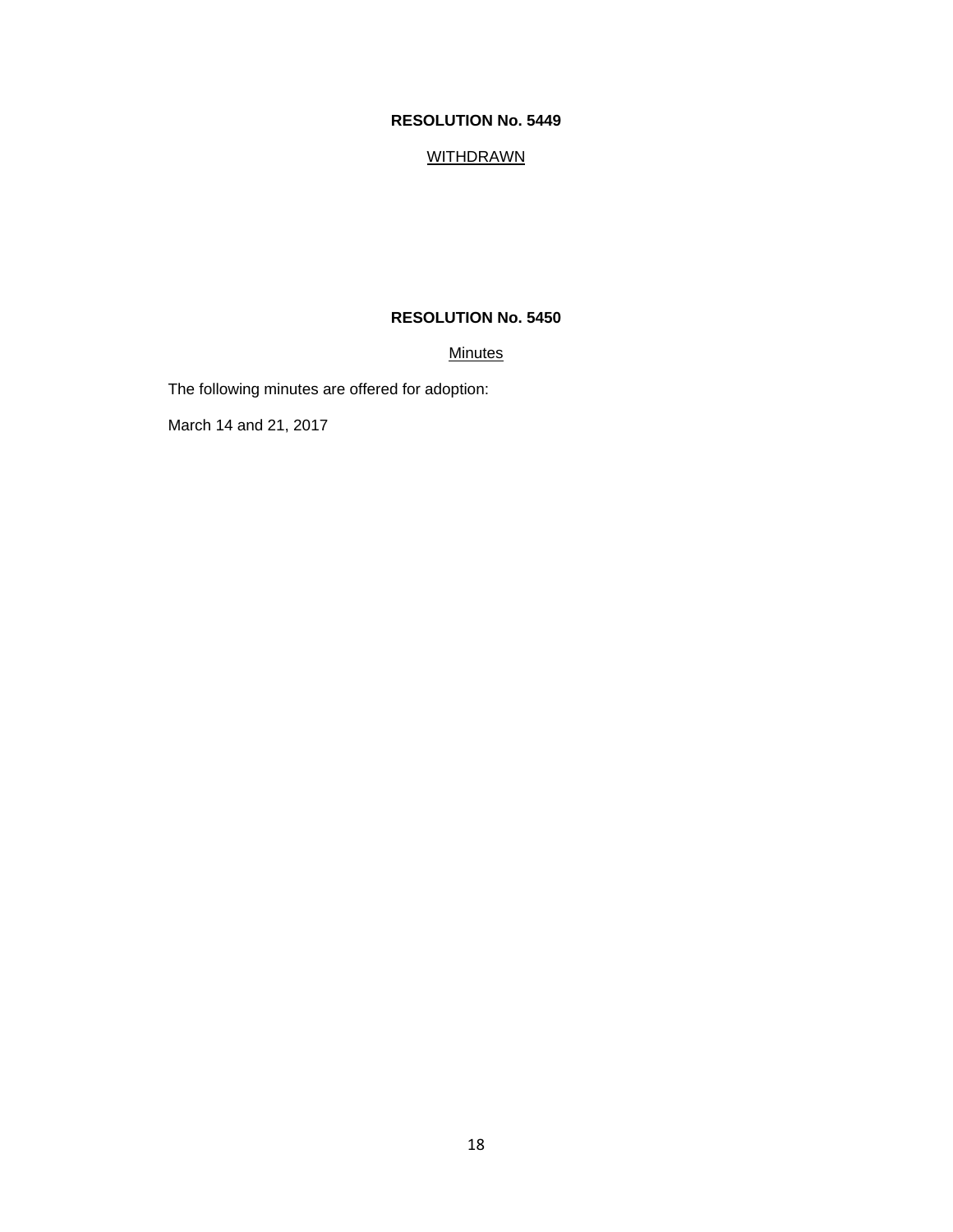**RESOLUTION No. 5449**

WITHDRAWN

**RESOLUTION No. 5450**

Minutes

The following minutes are offered for adoption:

March 14 and 21, 2017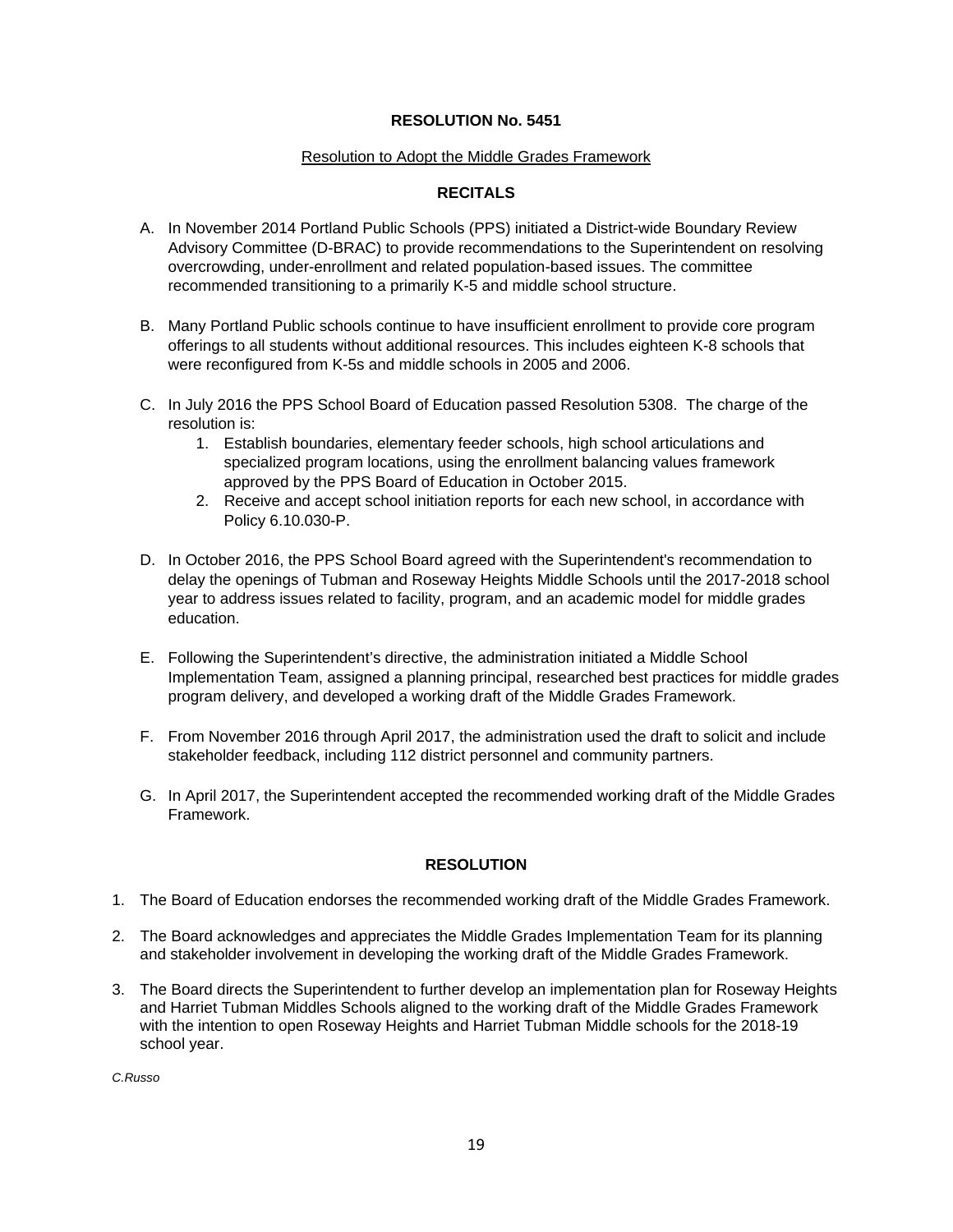**RESOLUTION No. 5451**

Resolution to Adopt the Middle Grades Framework

**RECITALS**

A. In November 2014 Portland Public Schools (PPS) initiated a District-wide Boundary Review Advisory Committee (D-BRAC) to provide recommendations to the Superintendent on resolving overcrowding, under-enrollment and related population-based issues. The committee recommended transitioning to a primarily K-5 and middle school structure.

B. Many Portland Public schools continue to have insufficient enrollment to provide core program offerings to all students without additional resources. This includes eighteen K-8 schools that were reconfigured from K-5s and middle schools in 2005 and 2006.

C. In July 2016 the PPS School Board of Education passed Resolution 5308. The charge of the resolution is:
   1. Establish boundaries, elementary feeder schools, high school articulations and specialized program locations, using the enrollment balancing values framework approved by the PPS Board of Education in October 2015.
   2. Receive and accept school initiation reports for each new school, in accordance with Policy 6.10.030-P.

D. In October 2016, the PPS School Board agreed with the Superintendent's recommendation to delay the openings of Tubman and Roseway Heights Middle Schools until the 2017-2018 school year to address issues related to facility, program, and an academic model for middle grades education.

E. Following the Superintendent's directive, the administration initiated a Middle School Implementation Team, assigned a planning principal, researched best practices for middle grades program delivery, and developed a working draft of the Middle Grades Framework.

F. From November 2016 through April 2017, the administration used the draft to solicit and include stakeholder feedback, including 112 district personnel and community partners.

G. In April 2017, the Superintendent accepted the recommended working draft of the Middle Grades Framework.

**RESOLUTION**

1. The Board of Education endorses the recommended working draft of the Middle Grades Framework.

2. The Board acknowledges and appreciates the Middle Grades Implementation Team for its planning and stakeholder involvement in developing the working draft of the Middle Grades Framework.

3. The Board directs the Superintendent to further develop an implementation plan for Roseway Heights and Harriet Tubman Middles Schools aligned to the working draft of the Middle Grades Framework with the intention to open Roseway Heights and Harriet Tubman Middle schools for the 2018-19 school year.

*C.Russo*